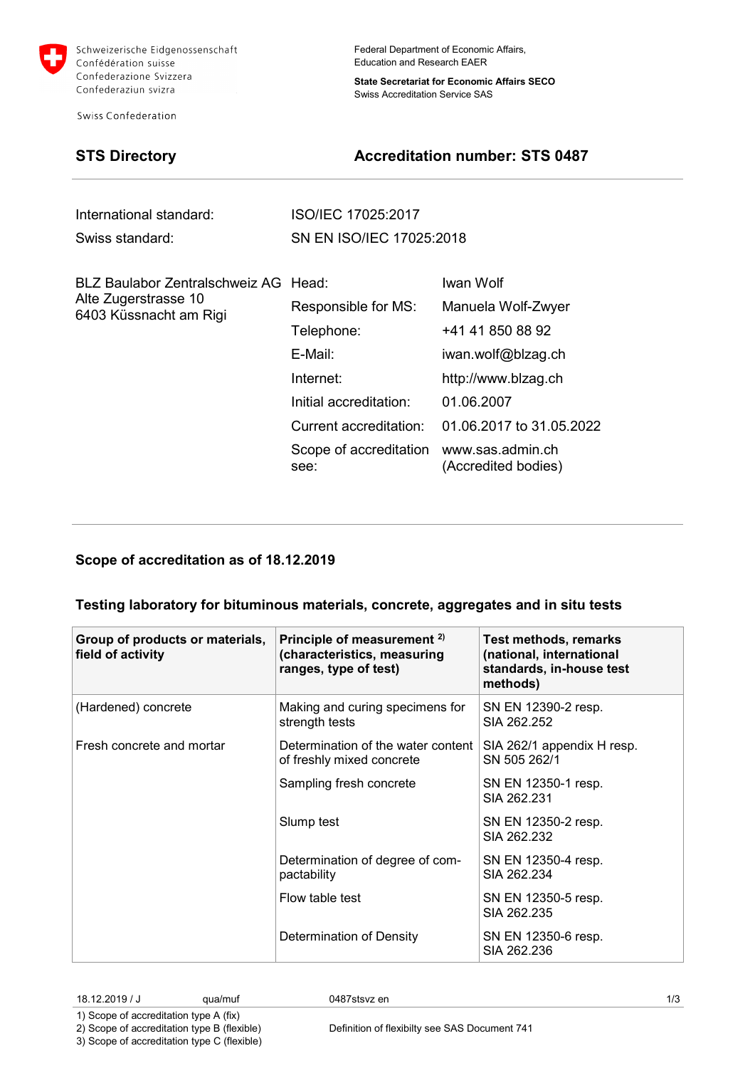Schweizerische Eidgenossenschaft
Confédération suisse
Confederazione Svizzera
Confederaziun svizra

Swiss Confederation

Federal Department of Economic Affairs,
Education and Research EAER

**State Secretariat for Economic Affairs SECO**
Swiss Accreditation Service SAS

## STS Directory

## Accreditation number: STS 0487

| | |
|---|---|
| International standard: | ISO/IEC 17025:2017 |
| Swiss standard: | SN EN ISO/IEC 17025:2018 |

BLZ Baulabor Zentralschweiz AG
Alte Zugerstrasse 10
6403 Küssnacht am Rigi

| | |
|---|---|
| Head: | Iwan Wolf |
| Responsible for MS: | Manuela Wolf-Zwyer |
| Telephone: | +41 41 850 88 92 |
| E-Mail: | iwan.wolf@blzag.ch |
| Internet: | http://www.blzag.ch |
| Initial accreditation: | 01.06.2007 |
| Current accreditation: | 01.06.2017 to 31.05.2022 |
| Scope of accreditation see: | www.sas.admin.ch (Accredited bodies) |

### Scope of accreditation as of 18.12.2019

### Testing laboratory for bituminous materials, concrete, aggregates and in situ tests

| Group of products or materials, field of activity | Principle of measurement [2] (characteristics, measuring ranges, type of test) | Test methods, remarks (national, international standards, in-house test methods) |
|---|---|---|
| (Hardened) concrete | Making and curing specimens for strength tests | SN EN 12390-2 resp. SIA 262.252 |
| Fresh concrete and mortar | Determination of the water content of freshly mixed concrete | SIA 262/1 appendix H resp. SN 505 262/1 |
| | Sampling fresh concrete | SN EN 12350-1 resp. SIA 262.231 |
| | Slump test | SN EN 12350-2 resp. SIA 262.232 |
| | Determination of degree of compactability | SN EN 12350-4 resp. SIA 262.234 |
| | Flow table test | SN EN 12350-5 resp. SIA 262.235 |
| | Determination of Density | SN EN 12350-6 resp. SIA 262.236 |

18.12.2019 / J qua/muf 0487stsvz en

1) Scope of accreditation type A (fix)
2) Scope of accreditation type B (flexible)
3) Scope of accreditation type C (flexible)

Definition of flexibilty see SAS Document 741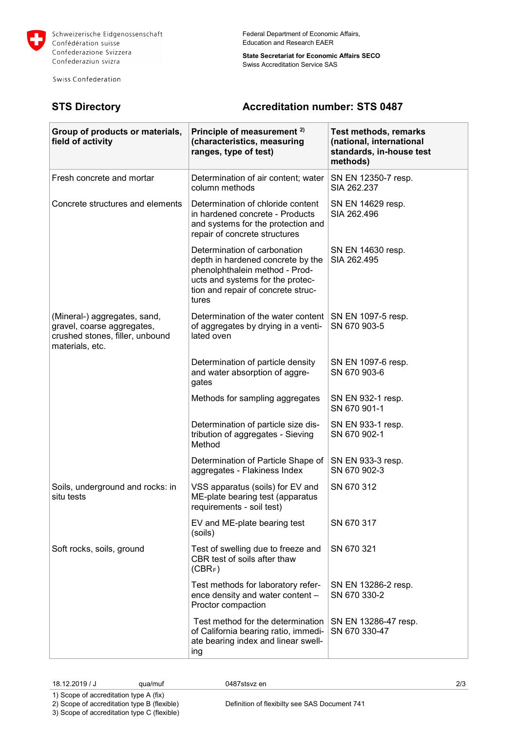Schweizerische Eidgenossenschaft
Confédération suisse
Confederazione Svizzera
Confederaziun svizra

Swiss Confederation

Federal Department of Economic Affairs,
Education and Research EAER

**State Secretariat for Economic Affairs SECO**
Swiss Accreditation Service SAS

## STS Directory

## Accreditation number: STS 0487

| Group of products or materials, field of activity | Principle of measurement [2] (characteristics, measuring ranges, type of test) | Test methods, remarks (national, international standards, in-house test methods) |
|---|---|---|
| Fresh concrete and mortar | Determination of air content; water column methods | SN EN 12350-7 resp. SIA 262.237 |
| Concrete structures and elements | Determination of chloride content in hardened concrete - Products and systems for the protection and repair of concrete structures | SN EN 14629 resp. SIA 262.496 |
| | Determination of carbonation depth in hardened concrete by the phenolphthalein method - Products and systems for the protection and repair of concrete structures | SN EN 14630 resp. SIA 262.495 |
| (Mineral-) aggregates, sand, gravel, coarse aggregates, crushed stones, filler, unbound materials, etc. | Determination of the water content of aggregates by drying in a ventilated oven | SN EN 1097-5 resp. SN 670 903-5 |
| | Determination of particle density and water absorption of aggregates | SN EN 1097-6 resp. SN 670 903-6 |
| | Methods for sampling aggregates | SN EN 932-1 resp. SN 670 901-1 |
| | Determination of particle size distribution of aggregates - Sieving Method | SN EN 933-1 resp. SN 670 902-1 |
| | Determination of Particle Shape of aggregates - Flakiness Index | SN EN 933-3 resp. SN 670 902-3 |
| Soils, underground and rocks: in situ tests | VSS apparatus (soils) for EV and ME-plate bearing test (apparatus requirements - soil test) | SN 670 312 |
| | EV and ME-plate bearing test (soils) | SN 670 317 |
| Soft rocks, soils, ground | Test of swelling due to freeze and CBR test of soils after thaw ($CBR_F$) | SN 670 321 |
| | Test methods for laboratory reference density and water content – Proctor compaction | SN EN 13286-2 resp. SN 670 330-2 |
| | Test method for the determination of California bearing ratio, immediate bearing index and linear swelling | SN EN 13286-47 resp. SN 670 330-47 |

18.12.2019 / J qua/muf 0487stsvz en

1) Scope of accreditation type A (fix)
2) Scope of accreditation type B (flexible)
3) Scope of accreditation type C (flexible)

Definition of flexibilty see SAS Document 741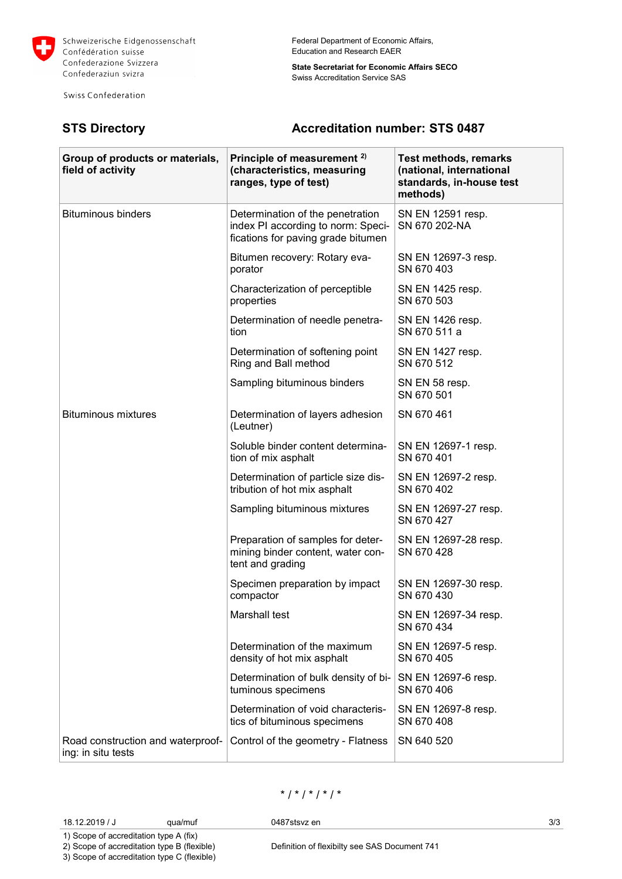Schweizerische Eidgenossenschaft
Confédération suisse
Confederazione Svizzera
Confederaziun svizra

Swiss Confederation

Federal Department of Economic Affairs,
Education and Research EAER

**State Secretariat for Economic Affairs SECO**
Swiss Accreditation Service SAS

## STS Directory

## Accreditation number: STS 0487

| Group of products or materials, field of activity | Principle of measurement 2) (characteristics, measuring ranges, type of test) | Test methods, remarks (national, international standards, in-house test methods) |
| --- | --- | --- |
| Bituminous binders | Determination of the penetration index PI according to norm: Specifications for paving grade bitumen | SN EN 12591 resp. SN 670 202-NA |
| | Bitumen recovery: Rotary evaporator | SN EN 12697-3 resp. SN 670 403 |
| | Characterization of perceptible properties | SN EN 1425 resp. SN 670 503 |
| | Determination of needle penetration | SN EN 1426 resp. SN 670 511 a |
| | Determination of softening point Ring and Ball method | SN EN 1427 resp. SN 670 512 |
| | Sampling bituminous binders | SN EN 58 resp. SN 670 501 |
| Bituminous mixtures | Determination of layers adhesion (Leutner) | SN 670 461 |
| | Soluble binder content determination of mix asphalt | SN EN 12697-1 resp. SN 670 401 |
| | Determination of particle size distribution of hot mix asphalt | SN EN 12697-2 resp. SN 670 402 |
| | Sampling bituminous mixtures | SN EN 12697-27 resp. SN 670 427 |
| | Preparation of samples for determining binder content, water content and grading | SN EN 12697-28 resp. SN 670 428 |
| | Specimen preparation by impact compactor | SN EN 12697-30 resp. SN 670 430 |
| | Marshall test | SN EN 12697-34 resp. SN 670 434 |
| | Determination of the maximum density of hot mix asphalt | SN EN 12697-5 resp. SN 670 405 |
| | Determination of bulk density of bituminous specimens | SN EN 12697-6 resp. SN 670 406 |
| | Determination of void characteristics of bituminous specimens | SN EN 12697-8 resp. SN 670 408 |
| Road construction and waterproofing: in situ tests | Control of the geometry - Flatness | SN 640 520 |

\* / \* / \* / \* / \*

18.12.2019 / J qua/muf 0487stsvz en

1) Scope of accreditation type A (fix)
2) Scope of accreditation type B (flexible)
3) Scope of accreditation type C (flexible)

Definition of flexibilty see SAS Document 741